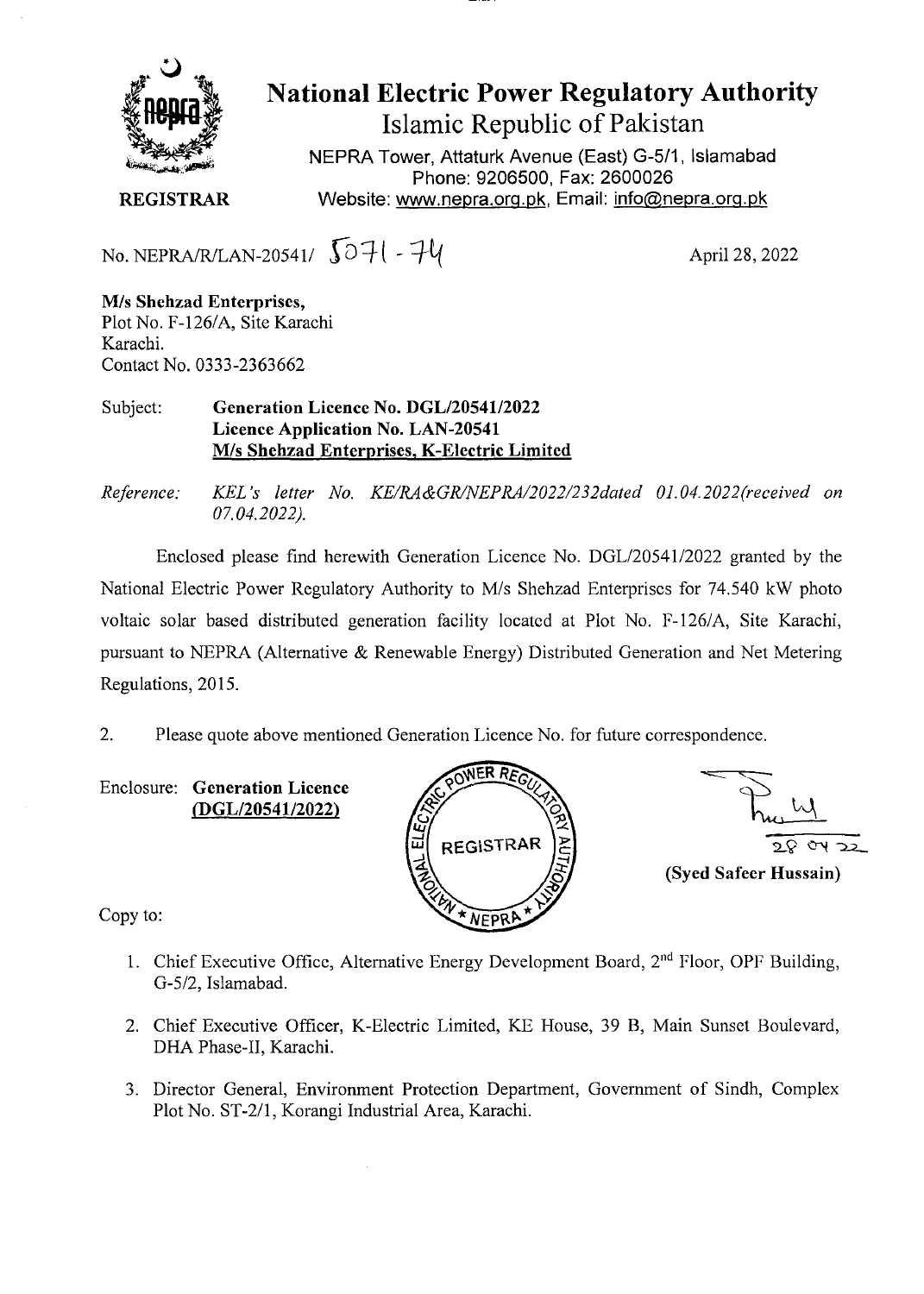# National Electric Power Regulatory Authority

## Islamic Republic of Pakistan

NEPRA Tower, Attaturk Avenue (East) G-5/1, Islamabad
Phone: 9206500, Fax: 2600026
Website: www.nepra.org.pk, Email: info@nepra.org.pk

**REGISTRAR**

No. NEPRA/R/LAN-20541/ 5071 - 74

April 28, 2022

**M/s Shehzad Enterprises,**
Plot No. F-126/A, Site Karachi
Karachi.
Contact No. 0333-2363662

Subject: **Generation Licence No. DGL/20541/2022**
**Licence Application No. LAN-20541**
**M/s Shehzad Enterprises, K-Electric Limited**

*Reference: KEL's letter No. KE/RA&GR/NEPRA/2022/232dated 01.04.2022(received on 07.04.2022).*

Enclosed please find herewith Generation Licence No. DGL/20541/2022 granted by the National Electric Power Regulatory Authority to M/s Shehzad Enterprises for 74.540 kW photo voltaic solar based distributed generation facility located at Plot No. F-126/A, Site Karachi, pursuant to NEPRA (Alternative & Renewable Energy) Distributed Generation and Net Metering Regulations, 2015.

2. Please quote above mentioned Generation Licence No. for future correspondence.

Enclosure: **Generation Licence (DGL/20541/2022)**

28 04 22

**(Syed Safeer Hussain)**

Copy to:

1. Chief Executive Office, Alternative Energy Development Board, 2nd Floor, OPF Building, G-5/2, Islamabad.
2. Chief Executive Officer, K-Electric Limited, KE House, 39 B, Main Sunset Boulevard, DHA Phase-II, Karachi.
3. Director General, Environment Protection Department, Government of Sindh, Complex Plot No. ST-2/1, Korangi Industrial Area, Karachi.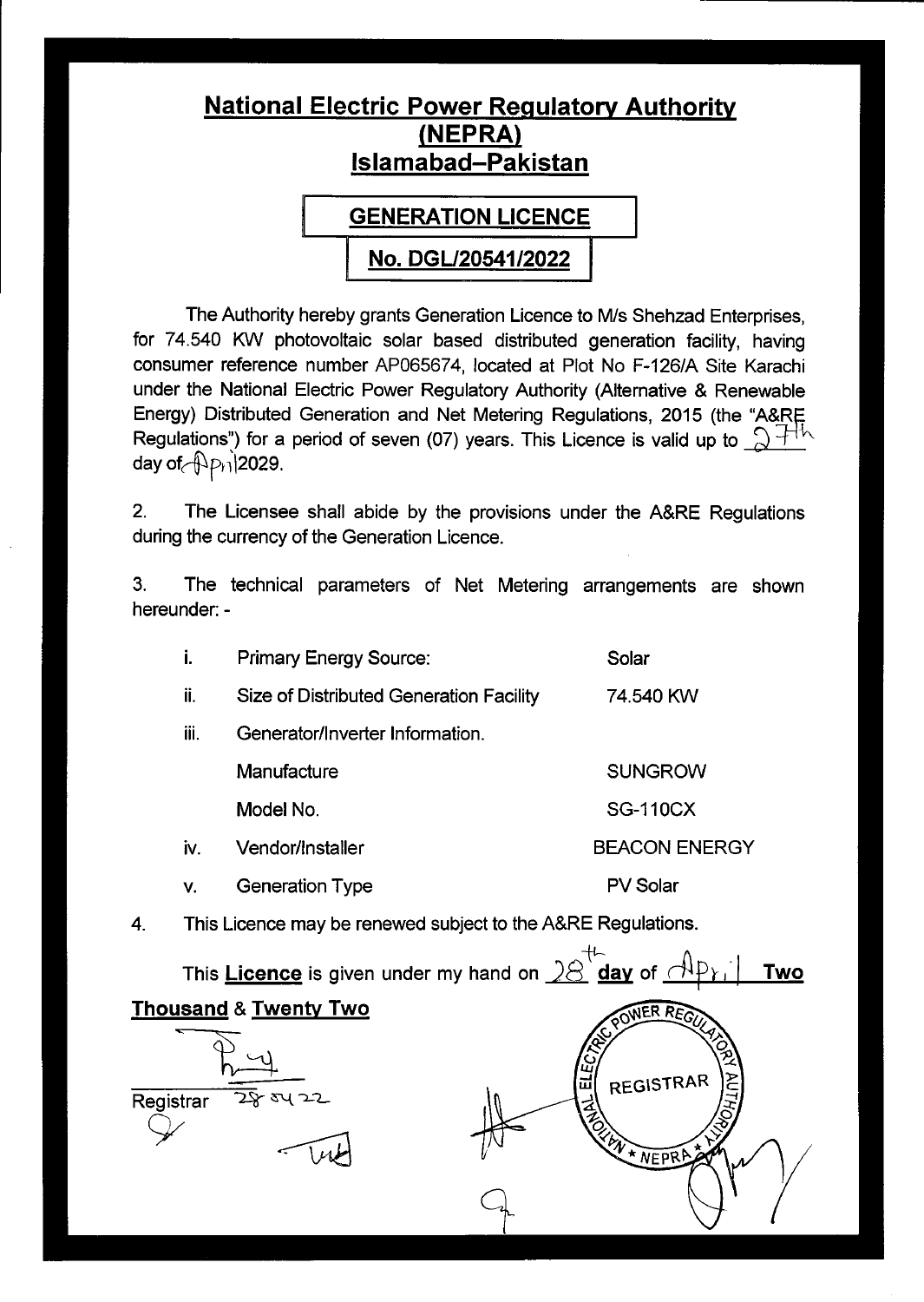# National Electric Power Regulatory Authority (NEPRA)

## Islamabad–Pakistan

### GENERATION LICENCE

### No. DGL/20541/2022

The Authority hereby grants Generation Licence to M/s Shehzad Enterprises, for 74.540 KW photovoltaic solar based distributed generation facility, having consumer reference number AP065674, located at Plot No F-126/A Site Karachi under the National Electric Power Regulatory Authority (Alternative & Renewable Energy) Distributed Generation and Net Metering Regulations, 2015 (the "A&RE Regulations") for a period of seven (07) years. This Licence is valid up to 27th day of April 2029.

2. The Licensee shall abide by the provisions under the A&RE Regulations during the currency of the Generation Licence.

3. The technical parameters of Net Metering arrangements are shown hereunder: -

| | | |
|---|---|---|
| i. | Primary Energy Source: | Solar |
| ii. | Size of Distributed Generation Facility | 74.540 KW |
| iii. | Generator/Inverter Information. | |
| | Manufacture | SUNGROW |
| | Model No. | SG-110CX |
| iv. | Vendor/Installer | BEACON ENERGY |
| v. | Generation Type | PV Solar |

4. This Licence may be renewed subject to the A&RE Regulations.

This **Licence** is given under my hand on 28th **day** of April **Two Thousand** & **Twenty Two**

Registrar 28-04-22

REGISTRAR
NATIONAL ELECTRIC POWER REGULATORY AUTHORITY
NEPRA